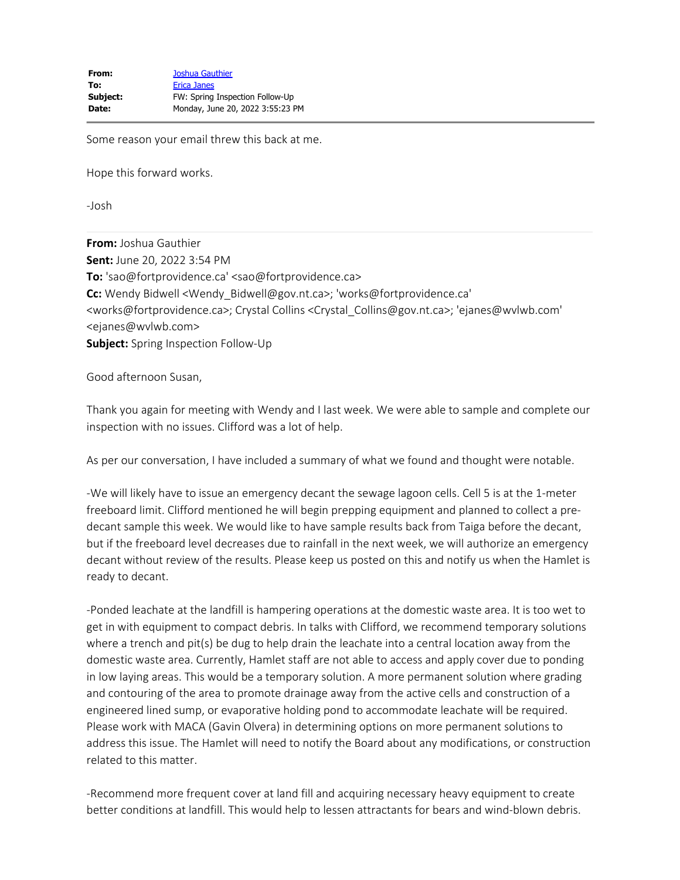| | |
|---|---|
| **From:** | Joshua Gauthier |
| **To:** | Erica Janes |
| **Subject:** | FW: Spring Inspection Follow-Up |
| **Date:** | Monday, June 20, 2022 3:55:23 PM |

Some reason your email threw this back at me.

Hope this forward works.

-Josh

---

**From:** Joshua Gauthier
**Sent:** June 20, 2022 3:54 PM
**To:** 'sao@fortprovidence.ca' <sao@fortprovidence.ca>
**Cc:** Wendy Bidwell <Wendy_Bidwell@gov.nt.ca>; 'works@fortprovidence.ca' <works@fortprovidence.ca>; Crystal Collins <Crystal_Collins@gov.nt.ca>; 'ejanes@wvlwb.com' <ejanes@wvlwb.com>
**Subject:** Spring Inspection Follow-Up

Good afternoon Susan,

Thank you again for meeting with Wendy and I last week. We were able to sample and complete our inspection with no issues. Clifford was a lot of help.

As per our conversation, I have included a summary of what we found and thought were notable.

-We will likely have to issue an emergency decant the sewage lagoon cells. Cell 5 is at the 1-meter freeboard limit. Clifford mentioned he will begin prepping equipment and planned to collect a pre-decant sample this week. We would like to have sample results back from Taiga before the decant, but if the freeboard level decreases due to rainfall in the next week, we will authorize an emergency decant without review of the results. Please keep us posted on this and notify us when the Hamlet is ready to decant.

-Ponded leachate at the landfill is hampering operations at the domestic waste area. It is too wet to get in with equipment to compact debris. In talks with Clifford, we recommend temporary solutions where a trench and pit(s) be dug to help drain the leachate into a central location away from the domestic waste area. Currently, Hamlet staff are not able to access and apply cover due to ponding in low laying areas. This would be a temporary solution. A more permanent solution where grading and contouring of the area to promote drainage away from the active cells and construction of a engineered lined sump, or evaporative holding pond to accommodate leachate will be required. Please work with MACA (Gavin Olvera) in determining options on more permanent solutions to address this issue. The Hamlet will need to notify the Board about any modifications, or construction related to this matter.

-Recommend more frequent cover at land fill and acquiring necessary heavy equipment to create better conditions at landfill. This would help to lessen attractants for bears and wind-blown debris.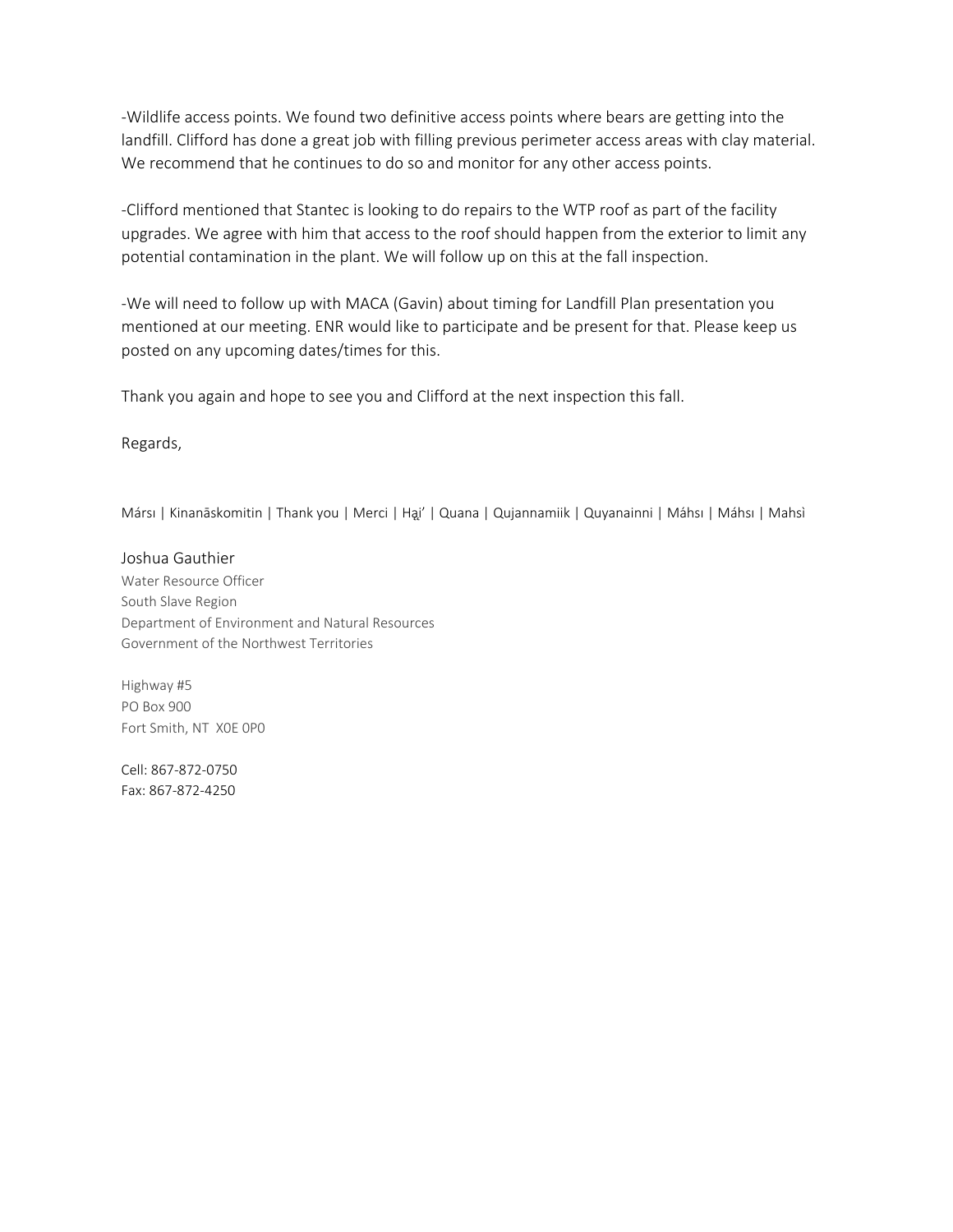-Wildlife access points. We found two definitive access points where bears are getting into the landfill. Clifford has done a great job with filling previous perimeter access areas with clay material. We recommend that he continues to do so and monitor for any other access points.

-Clifford mentioned that Stantec is looking to do repairs to the WTP roof as part of the facility upgrades. We agree with him that access to the roof should happen from the exterior to limit any potential contamination in the plant. We will follow up on this at the fall inspection.

-We will need to follow up with MACA (Gavin) about timing for Landfill Plan presentation you mentioned at our meeting. ENR would like to participate and be present for that. Please keep us posted on any upcoming dates/times for this.

Thank you again and hope to see you and Clifford at the next inspection this fall.

Regards,

Mársı | Kinanāskomitin | Thank you | Merci | Hąį' | Quana | Qujannamiik | Quyanainni | Máhsı | Máhsı | Mahsì

Joshua Gauthier
Water Resource Officer
South Slave Region
Department of Environment and Natural Resources
Government of the Northwest Territories

Highway #5
PO Box 900
Fort Smith, NT X0E 0P0

Cell: 867-872-0750
Fax: 867-872-4250